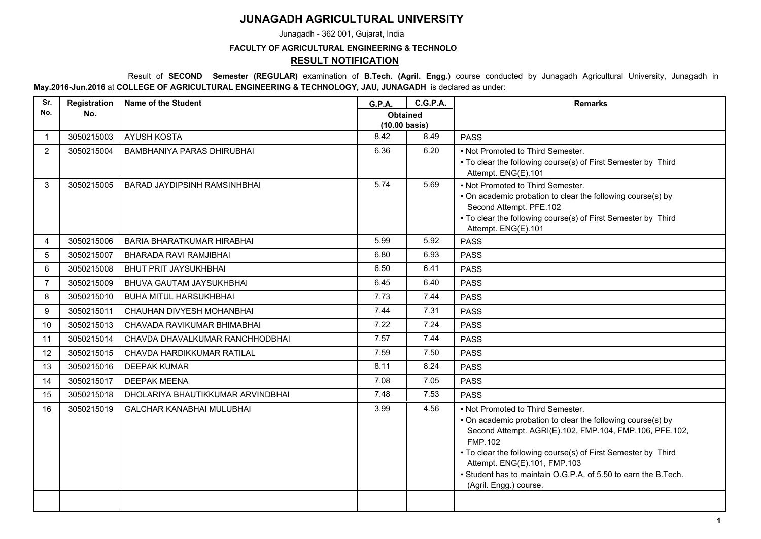# JUNAGADH AGRICULTURAL UNIVERSITY

Junagadh - 362 001, Gujarat, India

**FACULTY OF AGRICULTURAL ENGINEERING & TECHNOLO**

## RESULT NOTIFICATION

Result of **SECOND Semester (REGULAR)** examination of **B.Tech. (Agril. Engg.)** course conducted by Junagadh Agricultural University, Junagadh in **May.2016-Jun.2016** at **COLLEGE OF AGRICULTURAL ENGINEERING & TECHNOLOGY, JAU, JUNAGADH** is declared as under:

| Sr. No. | Registration No. | Name of the Student | G.P.A. | C.G.P.A. | Remarks |
|---|---|---|---|---|---|
| | | | Obtained (10.00 basis) | | |
| 1 | 3050215003 | AYUSH KOSTA | 8.42 | 8.49 | PASS |
| 2 | 3050215004 | BAMBHANIYA PARAS DHIRUBHAI | 6.36 | 6.20 | • Not Promoted to Third Semester. • To clear the following course(s) of First Semester by Third Attempt. ENG(E).101 |
| 3 | 3050215005 | BARAD JAYDIPSINH RAMSINHBHAI | 5.74 | 5.69 | • Not Promoted to Third Semester. • On academic probation to clear the following course(s) by Second Attempt. PFE.102 • To clear the following course(s) of First Semester by Third Attempt. ENG(E).101 |
| 4 | 3050215006 | BARIA BHARATKUMAR HIRABHAI | 5.99 | 5.92 | PASS |
| 5 | 3050215007 | BHARADA RAVI RAMJIBHAI | 6.80 | 6.93 | PASS |
| 6 | 3050215008 | BHUT PRIT JAYSUKHBHAI | 6.50 | 6.41 | PASS |
| 7 | 3050215009 | BHUVA GAUTAM JAYSUKHBHAI | 6.45 | 6.40 | PASS |
| 8 | 3050215010 | BUHA MITUL HARSUKHBHAI | 7.73 | 7.44 | PASS |
| 9 | 3050215011 | CHAUHAN DIVYESH MOHANBHAI | 7.44 | 7.31 | PASS |
| 10 | 3050215013 | CHAVADA RAVIKUMAR BHIMABHAI | 7.22 | 7.24 | PASS |
| 11 | 3050215014 | CHAVDA DHAVALKUMAR RANCHHODBHAI | 7.57 | 7.44 | PASS |
| 12 | 3050215015 | CHAVDA HARDIKKUMAR RATILAL | 7.59 | 7.50 | PASS |
| 13 | 3050215016 | DEEPAK KUMAR | 8.11 | 8.24 | PASS |
| 14 | 3050215017 | DEEPAK MEENA | 7.08 | 7.05 | PASS |
| 15 | 3050215018 | DHOLARIYA BHAUTIKKUMAR ARVINDBHAI | 7.48 | 7.53 | PASS |
| 16 | 3050215019 | GALCHAR KANABHAI MULUBHAI | 3.99 | 4.56 | • Not Promoted to Third Semester. • On academic probation to clear the following course(s) by Second Attempt. AGRI(E).102, FMP.104, FMP.106, PFE.102, FMP.102 • To clear the following course(s) of First Semester by Third Attempt. ENG(E).101, FMP.103 • Student has to maintain O.G.P.A. of 5.50 to earn the B.Tech. (Agril. Engg.) course. |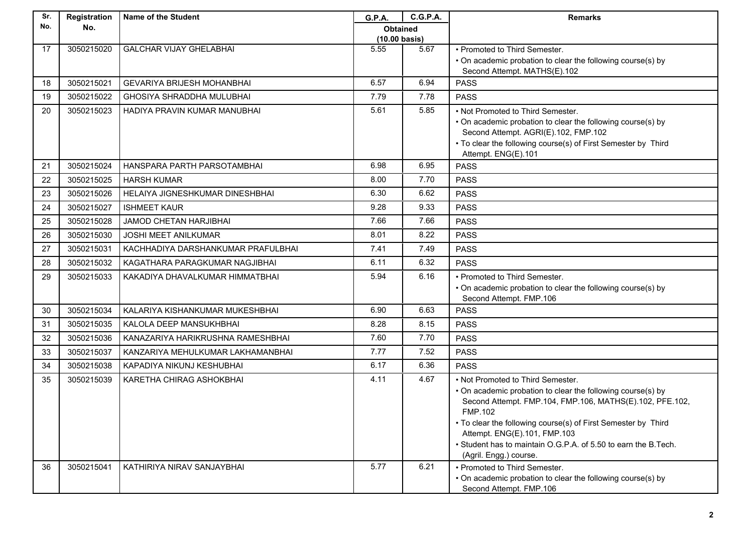| Sr. No. | Registration No. | Name of the Student | G.P.A. | C.G.P.A. | Remarks |
|---|---|---|---|---|---|
| | | | Obtained (10.00 basis) | | |
| 17 | 3050215020 | GALCHAR VIJAY GHELABHAI | 5.55 | 5.67 | • Promoted to Third Semester. • On academic probation to clear the following course(s) by Second Attempt. MATHS(E).102 |
| 18 | 3050215021 | GEVARIYA BRIJESH MOHANBHAI | 6.57 | 6.94 | PASS |
| 19 | 3050215022 | GHOSIYA SHRADDHA MULUBHAI | 7.79 | 7.78 | PASS |
| 20 | 3050215023 | HADIYA PRAVIN KUMAR MANUBHAI | 5.61 | 5.85 | • Not Promoted to Third Semester. • On academic probation to clear the following course(s) by Second Attempt. AGRI(E).102, FMP.102 • To clear the following course(s) of First Semester by Third Attempt. ENG(E).101 |
| 21 | 3050215024 | HANSPARA PARTH PARSOTAMBHAI | 6.98 | 6.95 | PASS |
| 22 | 3050215025 | HARSH KUMAR | 8.00 | 7.70 | PASS |
| 23 | 3050215026 | HELAIYA JIGNESHKUMAR DINESHBHAI | 6.30 | 6.62 | PASS |
| 24 | 3050215027 | ISHMEET KAUR | 9.28 | 9.33 | PASS |
| 25 | 3050215028 | JAMOD CHETAN HARJIBHAI | 7.66 | 7.66 | PASS |
| 26 | 3050215030 | JOSHI MEET ANILKUMAR | 8.01 | 8.22 | PASS |
| 27 | 3050215031 | KACHHADIYA DARSHANKUMAR PRAFULBHAI | 7.41 | 7.49 | PASS |
| 28 | 3050215032 | KAGATHARA PARAGKUMAR NAGJIBHAI | 6.11 | 6.32 | PASS |
| 29 | 3050215033 | KAKADIYA DHAVALKUMAR HIMMATBHAI | 5.94 | 6.16 | • Promoted to Third Semester. • On academic probation to clear the following course(s) by Second Attempt. FMP.106 |
| 30 | 3050215034 | KALARIYA KISHANKUMAR MUKESHBHAI | 6.90 | 6.63 | PASS |
| 31 | 3050215035 | KALOLA DEEP MANSUKHBHAI | 8.28 | 8.15 | PASS |
| 32 | 3050215036 | KANAZARIYA HARIKRUSHNA RAMESHBHAI | 7.60 | 7.70 | PASS |
| 33 | 3050215037 | KANZARIYA MEHULKUMAR LAKHAMANBHAI | 7.77 | 7.52 | PASS |
| 34 | 3050215038 | KAPADIYA NIKUNJ KESHUBHAI | 6.17 | 6.36 | PASS |
| 35 | 3050215039 | KARETHA CHIRAG ASHOKBHAI | 4.11 | 4.67 | • Not Promoted to Third Semester. • On academic probation to clear the following course(s) by Second Attempt. FMP.104, FMP.106, MATHS(E).102, PFE.102, FMP.102 • To clear the following course(s) of First Semester by Third Attempt. ENG(E).101, FMP.103 • Student has to maintain O.G.P.A. of 5.50 to earn the B.Tech. (Agril. Engg.) course. |
| 36 | 3050215041 | KATHIRIYA NIRAV SANJAYBHAI | 5.77 | 6.21 | • Promoted to Third Semester. • On academic probation to clear the following course(s) by Second Attempt. FMP.106 |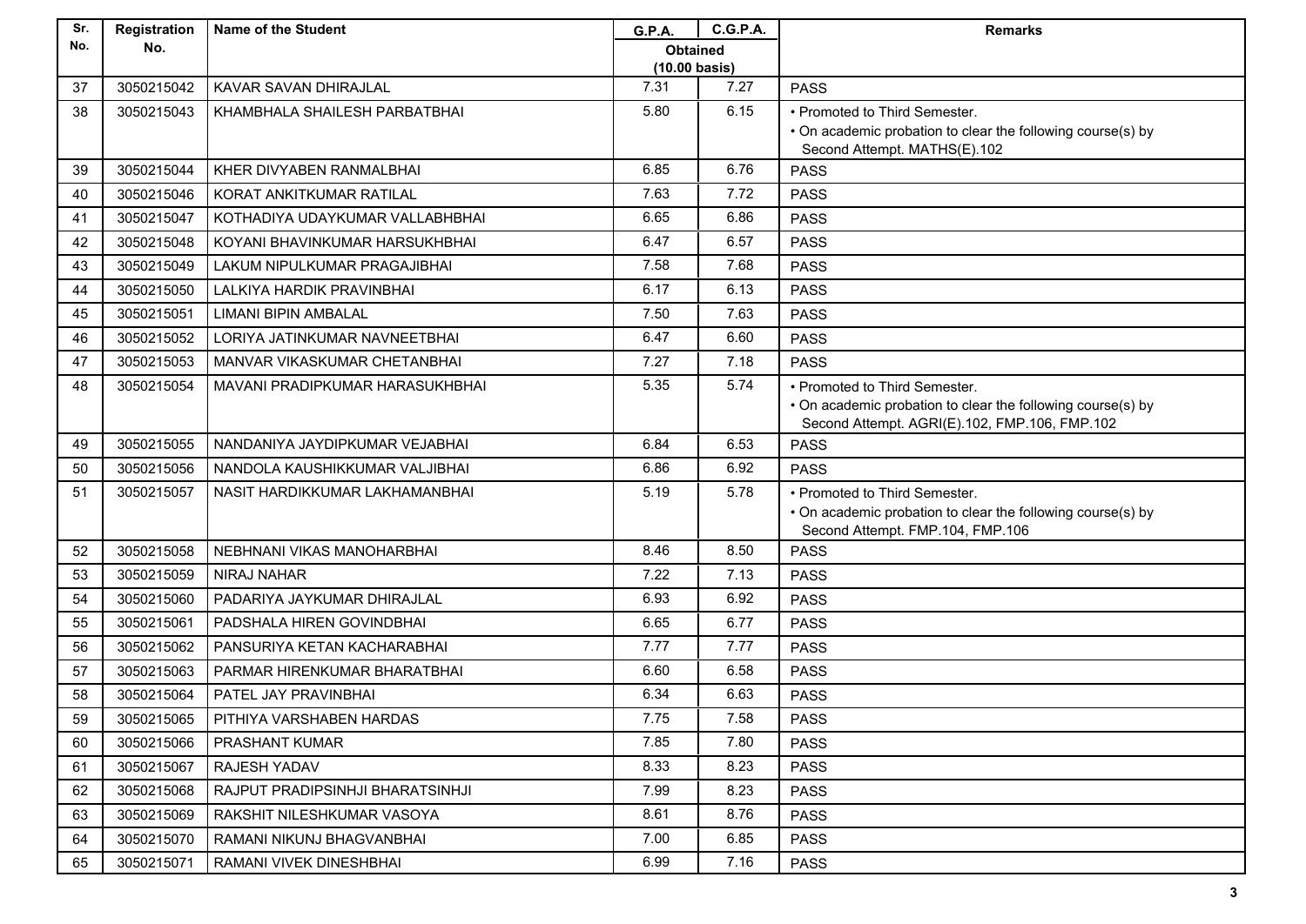| Sr. No. | Registration No. | Name of the Student | G.P.A. | C.G.P.A. | Remarks |
|---|---|---|---|---|---|
| | | | Obtained (10.00 basis) | | |
| 37 | 3050215042 | KAVAR SAVAN DHIRAJLAL | 7.31 | 7.27 | PASS |
| 38 | 3050215043 | KHAMBHALA SHAILESH PARBATBHAI | 5.80 | 6.15 | • Promoted to Third Semester. • On academic probation to clear the following course(s) by Second Attempt. MATHS(E).102 |
| 39 | 3050215044 | KHER DIVYABEN RANMALBHAI | 6.85 | 6.76 | PASS |
| 40 | 3050215046 | KORAT ANKITKUMAR RATILAL | 7.63 | 7.72 | PASS |
| 41 | 3050215047 | KOTHADIYA UDAYKUMAR VALLABHBHAI | 6.65 | 6.86 | PASS |
| 42 | 3050215048 | KOYANI BHAVINKUMAR HARSUKHBHAI | 6.47 | 6.57 | PASS |
| 43 | 3050215049 | LAKUM NIPULKUMAR PRAGAJIBHAI | 7.58 | 7.68 | PASS |
| 44 | 3050215050 | LALKIYA HARDIK PRAVINBHAI | 6.17 | 6.13 | PASS |
| 45 | 3050215051 | LIMANI BIPIN AMBALAL | 7.50 | 7.63 | PASS |
| 46 | 3050215052 | LORIYA JATINKUMAR NAVNEETBHAI | 6.47 | 6.60 | PASS |
| 47 | 3050215053 | MANVAR VIKASKUMAR CHETANBHAI | 7.27 | 7.18 | PASS |
| 48 | 3050215054 | MAVANI PRADIPKUMAR HARASUKHBHAI | 5.35 | 5.74 | • Promoted to Third Semester. • On academic probation to clear the following course(s) by Second Attempt. AGRI(E).102, FMP.106, FMP.102 |
| 49 | 3050215055 | NANDANIYA JAYDIPKUMAR VEJABHAI | 6.84 | 6.53 | PASS |
| 50 | 3050215056 | NANDOLA KAUSHIKKUMAR VALJIBHAI | 6.86 | 6.92 | PASS |
| 51 | 3050215057 | NASIT HARDIKKUMAR LAKHAMANBHAI | 5.19 | 5.78 | • Promoted to Third Semester. • On academic probation to clear the following course(s) by Second Attempt. FMP.104, FMP.106 |
| 52 | 3050215058 | NEBHNANI VIKAS MANOHARBHAI | 8.46 | 8.50 | PASS |
| 53 | 3050215059 | NIRAJ NAHAR | 7.22 | 7.13 | PASS |
| 54 | 3050215060 | PADARIYA JAYKUMAR DHIRAJLAL | 6.93 | 6.92 | PASS |
| 55 | 3050215061 | PADSHALA HIREN GOVINDBHAI | 6.65 | 6.77 | PASS |
| 56 | 3050215062 | PANSURIYA KETAN KACHARABHAI | 7.77 | 7.77 | PASS |
| 57 | 3050215063 | PARMAR HIRENKUMAR BHARATBHAI | 6.60 | 6.58 | PASS |
| 58 | 3050215064 | PATEL JAY PRAVINBHAI | 6.34 | 6.63 | PASS |
| 59 | 3050215065 | PITHIYA VARSHABEN HARDAS | 7.75 | 7.58 | PASS |
| 60 | 3050215066 | PRASHANT KUMAR | 7.85 | 7.80 | PASS |
| 61 | 3050215067 | RAJESH YADAV | 8.33 | 8.23 | PASS |
| 62 | 3050215068 | RAJPUT PRADIPSINHJI BHARATSINHJI | 7.99 | 8.23 | PASS |
| 63 | 3050215069 | RAKSHIT NILESHKUMAR VASOYA | 8.61 | 8.76 | PASS |
| 64 | 3050215070 | RAMANI NIKUNJ BHAGVANBHAI | 7.00 | 6.85 | PASS |
| 65 | 3050215071 | RAMANI VIVEK DINESHBHAI | 6.99 | 7.16 | PASS |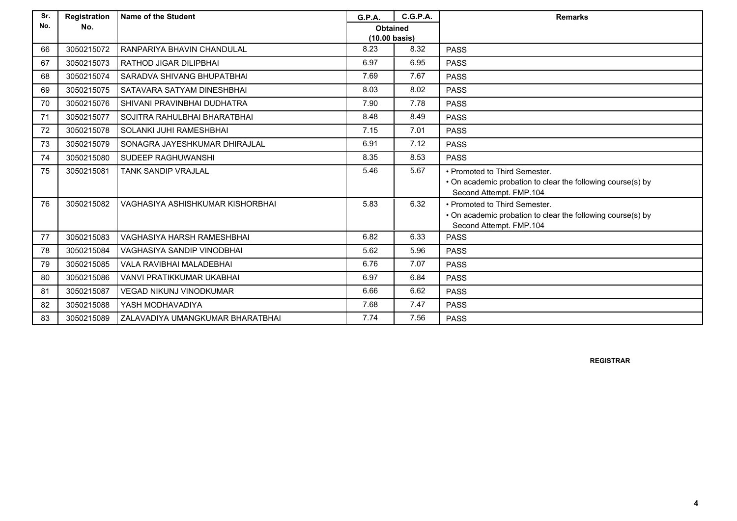| Sr. No. | Registration No. | Name of the Student | G.P.A. | C.G.P.A. | Remarks |
|---|---|---|---|---|---|
| | | | Obtained (10.00 basis) | | |
| 66 | 3050215072 | RANPARIYA BHAVIN CHANDULAL | 8.23 | 8.32 | PASS |
| 67 | 3050215073 | RATHOD JIGAR DILIPBHAI | 6.97 | 6.95 | PASS |
| 68 | 3050215074 | SARADVA SHIVANG BHUPATBHAI | 7.69 | 7.67 | PASS |
| 69 | 3050215075 | SATAVARA SATYAM DINESHBHAI | 8.03 | 8.02 | PASS |
| 70 | 3050215076 | SHIVANI PRAVINBHAI DUDHATRA | 7.90 | 7.78 | PASS |
| 71 | 3050215077 | SOJITRA RAHULBHAI BHARATBHAI | 8.48 | 8.49 | PASS |
| 72 | 3050215078 | SOLANKI JUHI RAMESHBHAI | 7.15 | 7.01 | PASS |
| 73 | 3050215079 | SONAGRA JAYESHKUMAR DHIRAJLAL | 6.91 | 7.12 | PASS |
| 74 | 3050215080 | SUDEEP RAGHUWANSHI | 8.35 | 8.53 | PASS |
| 75 | 3050215081 | TANK SANDIP VRAJLAL | 5.46 | 5.67 | • Promoted to Third Semester.<br>• On academic probation to clear the following course(s) by Second Attempt. FMP.104 |
| 76 | 3050215082 | VAGHASIYA ASHISHKUMAR KISHORBHAI | 5.83 | 6.32 | • Promoted to Third Semester.<br>• On academic probation to clear the following course(s) by Second Attempt. FMP.104 |
| 77 | 3050215083 | VAGHASIYA HARSH RAMESHBHAI | 6.82 | 6.33 | PASS |
| 78 | 3050215084 | VAGHASIYA SANDIP VINODBHAI | 5.62 | 5.96 | PASS |
| 79 | 3050215085 | VALA RAVIBHAI MALADEBHAI | 6.76 | 7.07 | PASS |
| 80 | 3050215086 | VANVI PRATIKKUMAR UKABHAI | 6.97 | 6.84 | PASS |
| 81 | 3050215087 | VEGAD NIKUNJ VINODKUMAR | 6.66 | 6.62 | PASS |
| 82 | 3050215088 | YASH MODHAVADIYA | 7.68 | 7.47 | PASS |
| 83 | 3050215089 | ZALAVADIYA UMANGKUMAR BHARATBHAI | 7.74 | 7.56 | PASS |

**REGISTRAR**